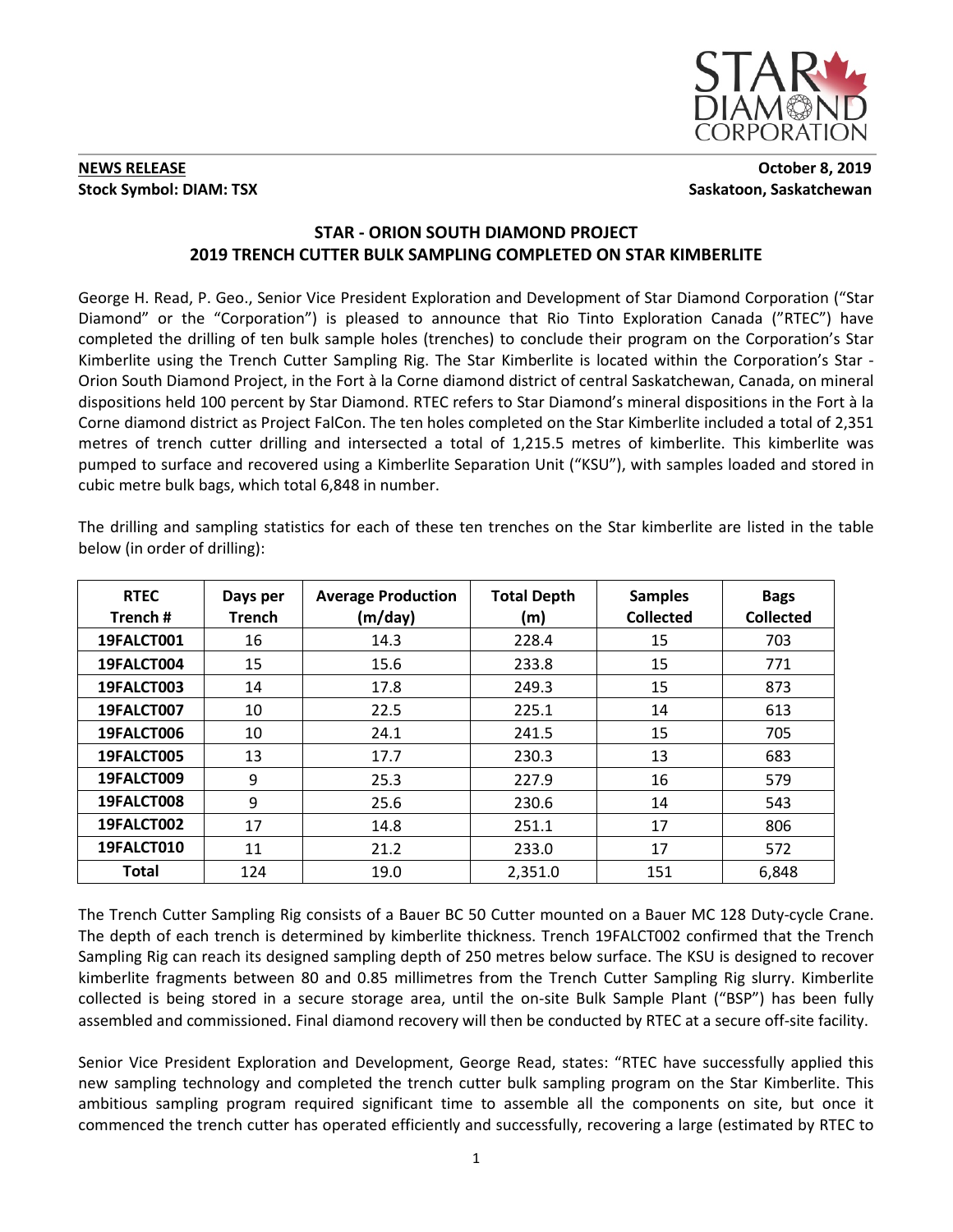**NEWS RELEASE**
**Stock Symbol: DIAM: TSX**

**October 8, 2019**
**Saskatoon, Saskatchewan**

## STAR - ORION SOUTH DIAMOND PROJECT
## 2019 TRENCH CUTTER BULK SAMPLING COMPLETED ON STAR KIMBERLITE

George H. Read, P. Geo., Senior Vice President Exploration and Development of Star Diamond Corporation ("Star Diamond" or the "Corporation") is pleased to announce that Rio Tinto Exploration Canada ("RTEC") have completed the drilling of ten bulk sample holes (trenches) to conclude their program on the Corporation's Star Kimberlite using the Trench Cutter Sampling Rig. The Star Kimberlite is located within the Corporation's Star - Orion South Diamond Project, in the Fort à la Corne diamond district of central Saskatchewan, Canada, on mineral dispositions held 100 percent by Star Diamond. RTEC refers to Star Diamond's mineral dispositions in the Fort à la Corne diamond district as Project FalCon. The ten holes completed on the Star Kimberlite included a total of 2,351 metres of trench cutter drilling and intersected a total of 1,215.5 metres of kimberlite. This kimberlite was pumped to surface and recovered using a Kimberlite Separation Unit ("KSU"), with samples loaded and stored in cubic metre bulk bags, which total 6,848 in number.

The drilling and sampling statistics for each of these ten trenches on the Star kimberlite are listed in the table below (in order of drilling):

| RTEC Trench # | Days per Trench | Average Production (m/day) | Total Depth (m) | Samples Collected | Bags Collected |
|---|---|---|---|---|---|
| **19FALCT001** | 16 | 14.3 | 228.4 | 15 | 703 |
| **19FALCT004** | 15 | 15.6 | 233.8 | 15 | 771 |
| **19FALCT003** | 14 | 17.8 | 249.3 | 15 | 873 |
| **19FALCT007** | 10 | 22.5 | 225.1 | 14 | 613 |
| **19FALCT006** | 10 | 24.1 | 241.5 | 15 | 705 |
| **19FALCT005** | 13 | 17.7 | 230.3 | 13 | 683 |
| **19FALCT009** | 9 | 25.3 | 227.9 | 16 | 579 |
| **19FALCT008** | 9 | 25.6 | 230.6 | 14 | 543 |
| **19FALCT002** | 17 | 14.8 | 251.1 | 17 | 806 |
| **19FALCT010** | 11 | 21.2 | 233.0 | 17 | 572 |
| **Total** | 124 | 19.0 | 2,351.0 | 151 | 6,848 |

The Trench Cutter Sampling Rig consists of a Bauer BC 50 Cutter mounted on a Bauer MC 128 Duty-cycle Crane. The depth of each trench is determined by kimberlite thickness. Trench 19FALCT002 confirmed that the Trench Sampling Rig can reach its designed sampling depth of 250 metres below surface. The KSU is designed to recover kimberlite fragments between 80 and 0.85 millimetres from the Trench Cutter Sampling Rig slurry. Kimberlite collected is being stored in a secure storage area, until the on-site Bulk Sample Plant ("BSP") has been fully assembled and commissioned. Final diamond recovery will then be conducted by RTEC at a secure off-site facility.

Senior Vice President Exploration and Development, George Read, states: "RTEC have successfully applied this new sampling technology and completed the trench cutter bulk sampling program on the Star Kimberlite. This ambitious sampling program required significant time to assemble all the components on site, but once it commenced the trench cutter has operated efficiently and successfully, recovering a large (estimated by RTEC to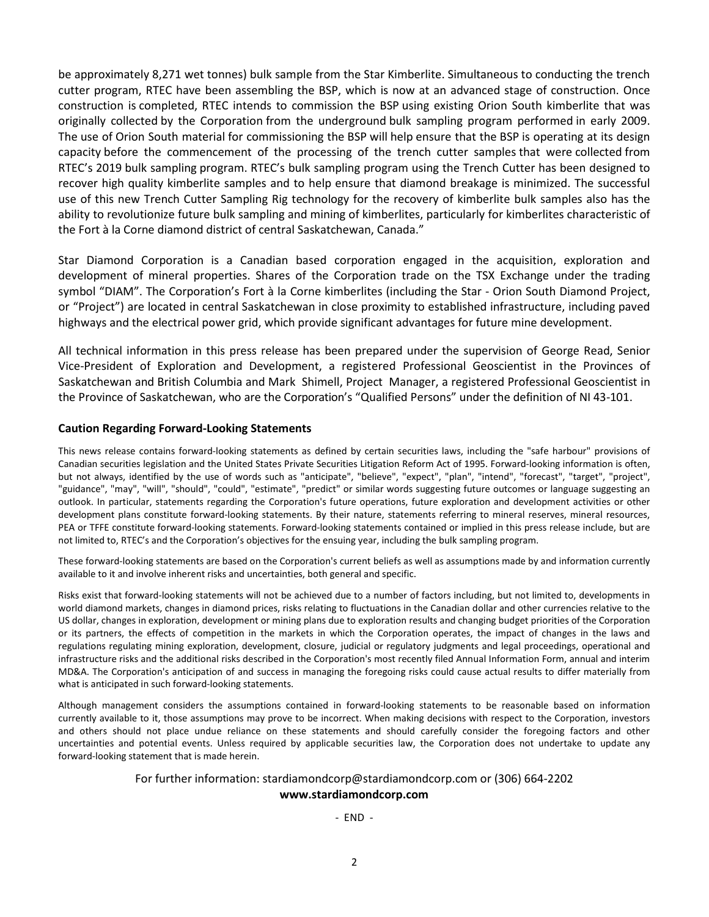be approximately 8,271 wet tonnes) bulk sample from the Star Kimberlite. Simultaneous to conducting the trench cutter program, RTEC have been assembling the BSP, which is now at an advanced stage of construction. Once construction is completed, RTEC intends to commission the BSP using existing Orion South kimberlite that was originally collected by the Corporation from the underground bulk sampling program performed in early 2009. The use of Orion South material for commissioning the BSP will help ensure that the BSP is operating at its design capacity before the commencement of the processing of the trench cutter samples that were collected from RTEC's 2019 bulk sampling program. RTEC's bulk sampling program using the Trench Cutter has been designed to recover high quality kimberlite samples and to help ensure that diamond breakage is minimized. The successful use of this new Trench Cutter Sampling Rig technology for the recovery of kimberlite bulk samples also has the ability to revolutionize future bulk sampling and mining of kimberlites, particularly for kimberlites characteristic of the Fort à la Corne diamond district of central Saskatchewan, Canada."

Star Diamond Corporation is a Canadian based corporation engaged in the acquisition, exploration and development of mineral properties. Shares of the Corporation trade on the TSX Exchange under the trading symbol "DIAM". The Corporation's Fort à la Corne kimberlites (including the Star - Orion South Diamond Project, or "Project") are located in central Saskatchewan in close proximity to established infrastructure, including paved highways and the electrical power grid, which provide significant advantages for future mine development.

All technical information in this press release has been prepared under the supervision of George Read, Senior Vice-President of Exploration and Development, a registered Professional Geoscientist in the Provinces of Saskatchewan and British Columbia and Mark Shimell, Project Manager, a registered Professional Geoscientist in the Province of Saskatchewan, who are the Corporation's "Qualified Persons" under the definition of NI 43-101.

**Caution Regarding Forward-Looking Statements**

This news release contains forward-looking statements as defined by certain securities laws, including the "safe harbour" provisions of Canadian securities legislation and the United States Private Securities Litigation Reform Act of 1995. Forward-looking information is often, but not always, identified by the use of words such as "anticipate", "believe", "expect", "plan", "intend", "forecast", "target", "project", "guidance", "may", "will", "should", "could", "estimate", "predict" or similar words suggesting future outcomes or language suggesting an outlook. In particular, statements regarding the Corporation's future operations, future exploration and development activities or other development plans constitute forward-looking statements. By their nature, statements referring to mineral reserves, mineral resources, PEA or TFFE constitute forward-looking statements. Forward-looking statements contained or implied in this press release include, but are not limited to, RTEC's and the Corporation's objectives for the ensuing year, including the bulk sampling program.

These forward-looking statements are based on the Corporation's current beliefs as well as assumptions made by and information currently available to it and involve inherent risks and uncertainties, both general and specific.

Risks exist that forward-looking statements will not be achieved due to a number of factors including, but not limited to, developments in world diamond markets, changes in diamond prices, risks relating to fluctuations in the Canadian dollar and other currencies relative to the US dollar, changes in exploration, development or mining plans due to exploration results and changing budget priorities of the Corporation or its partners, the effects of competition in the markets in which the Corporation operates, the impact of changes in the laws and regulations regulating mining exploration, development, closure, judicial or regulatory judgments and legal proceedings, operational and infrastructure risks and the additional risks described in the Corporation's most recently filed Annual Information Form, annual and interim MD&A. The Corporation's anticipation of and success in managing the foregoing risks could cause actual results to differ materially from what is anticipated in such forward-looking statements.

Although management considers the assumptions contained in forward-looking statements to be reasonable based on information currently available to it, those assumptions may prove to be incorrect. When making decisions with respect to the Corporation, investors and others should not place undue reliance on these statements and should carefully consider the foregoing factors and other uncertainties and potential events. Unless required by applicable securities law, the Corporation does not undertake to update any forward-looking statement that is made herein.

For further information: stardiamondcorp@stardiamondcorp.com or (306) 664-2202

**www.stardiamondcorp.com**

- END -